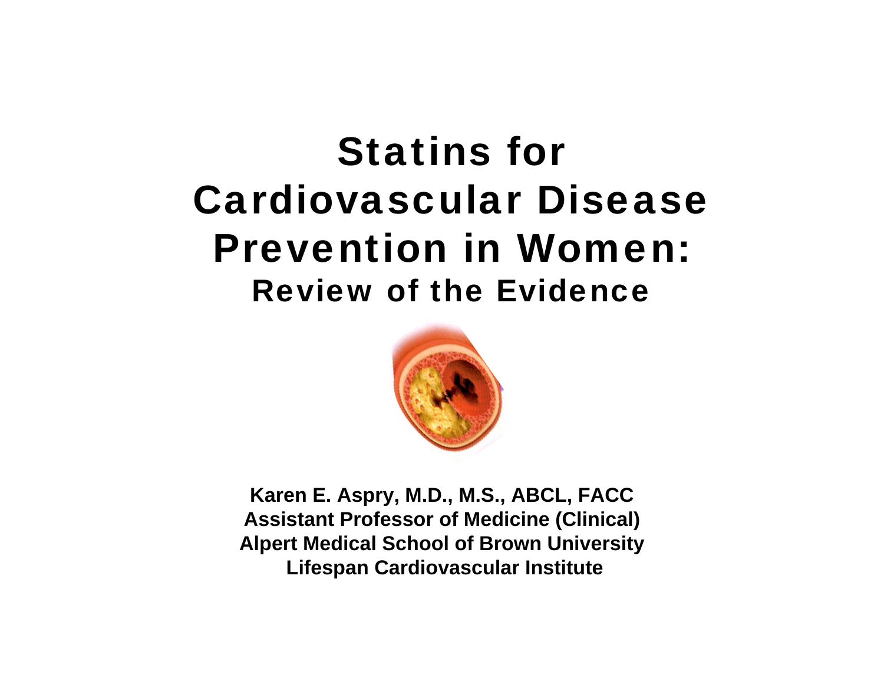# Statins for Cardiovascular Disease Prevention in Women:

## Review of the Evidence

**Karen E. Aspry, M.D., M.S., ABCL, FACC**
**Assistant Professor of Medicine (Clinical)**
**Alpert Medical School of Brown University**
**Lifespan Cardiovascular Institute**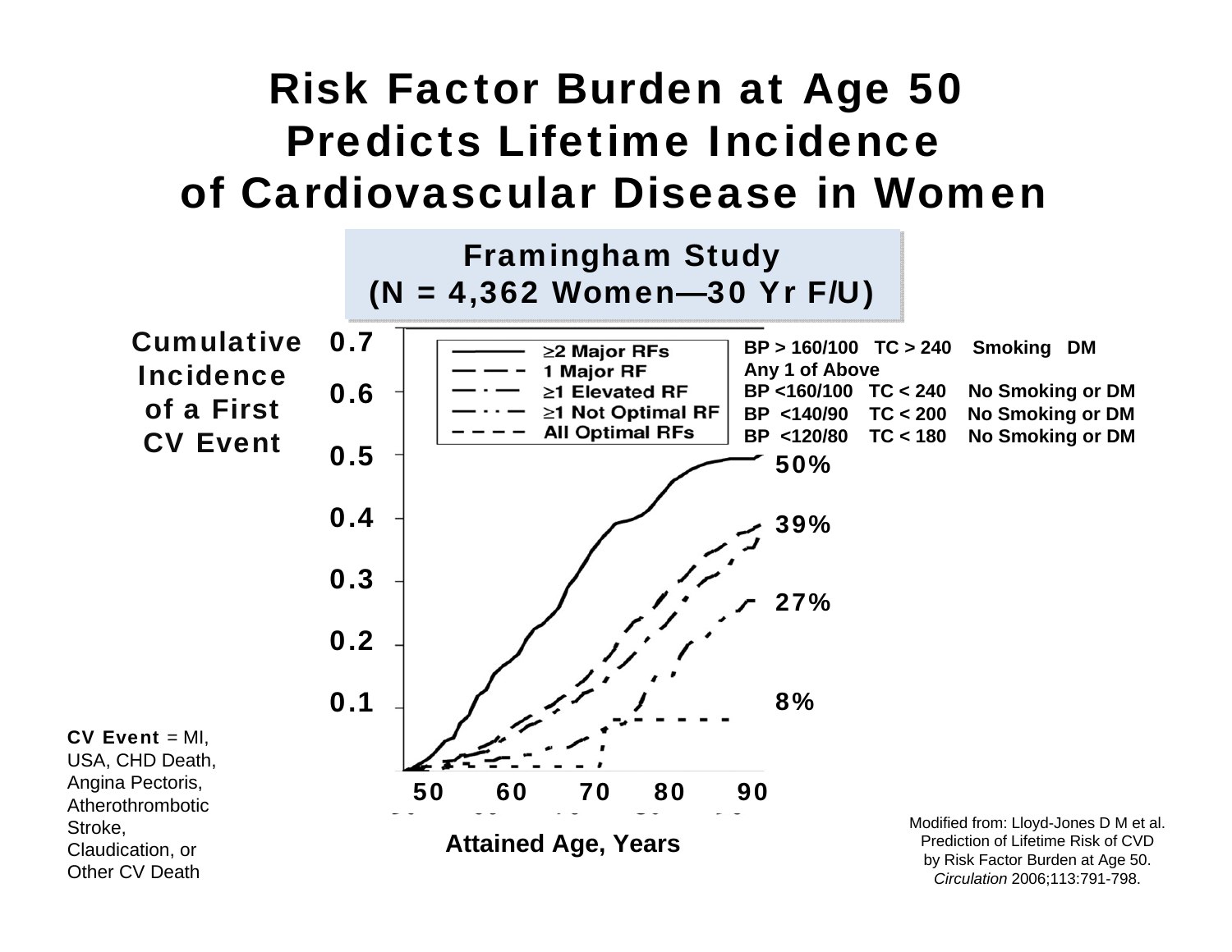# Risk Factor Burden at Age 50 Predicts Lifetime Incidence of Cardiovascular Disease in Women

**Framingham Study**
**(N = 4,362 Women—30 Yr F/U)**

**Cumulative Incidence of a First CV Event**

| Legend | Definition |
| --- | --- |
| ≥2 Major RFs | BP > 160/100 TC > 240 Smoking DM |
| 1 Major RF | Any 1 of Above |
| ≥1 Elevated RF | BP <160/100 TC < 240 No Smoking or DM |
| ≥1 Not Optimal RF | BP <140/90 TC < 200 No Smoking or DM |
| All Optimal RFs | BP <120/80 TC < 180 No Smoking or DM |

Y-axis: 0.1, 0.2, 0.3, 0.4, 0.5, 0.6, 0.7

End-point values: 50%, 39%, 27%, 8%

X-axis: 50, 60, 70, 80, 90

**Attained Age, Years**

**CV Event** = MI, USA, CHD Death, Angina Pectoris, Atherothrombotic Stroke, Claudication, or Other CV Death

Modified from: Lloyd-Jones D M et al. Prediction of Lifetime Risk of CVD by Risk Factor Burden at Age 50. *Circulation* 2006;113:791-798.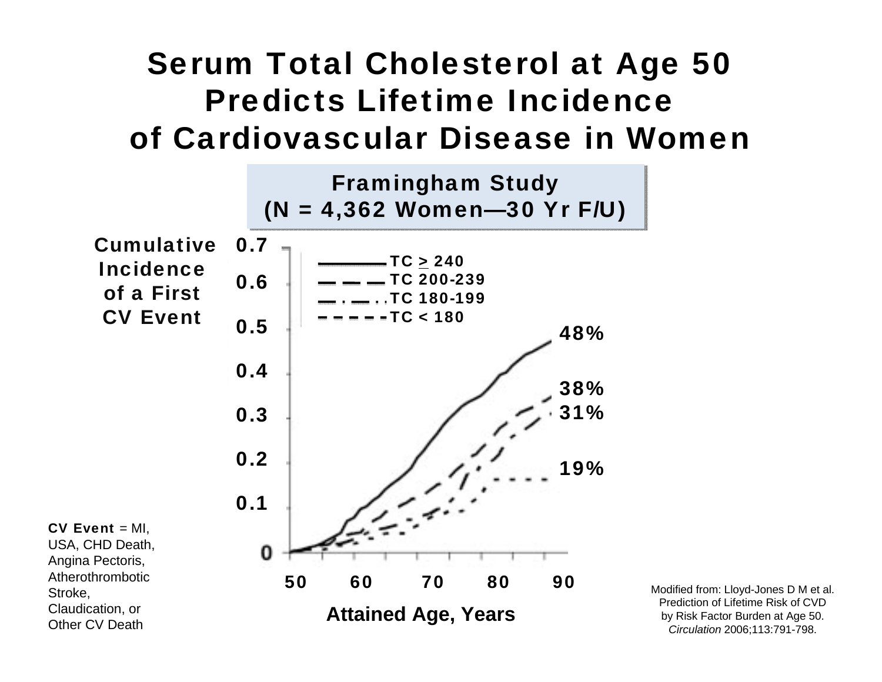# Serum Total Cholesterol at Age 50 Predicts Lifetime Incidence of Cardiovascular Disease in Women

**Framingham Study**
**(N = 4,362 Women—30 Yr F/U)**

**Cumulative Incidence of a First CV Event**

0.7
0.6
0.5
0.4
0.3
0.2
0.1
0

- TC ≥ 240
- TC 200-239
- TC 180-199
- TC < 180

**48%**
**38%**
**31%**
**19%**

50 60 70 80 90

**Attained Age, Years**

**CV Event** = MI, USA, CHD Death, Angina Pectoris, Atherothrombotic Stroke, Claudication, or Other CV Death

Modified from: Lloyd-Jones D M et al. Prediction of Lifetime Risk of CVD by Risk Factor Burden at Age 50. *Circulation* 2006;113:791-798.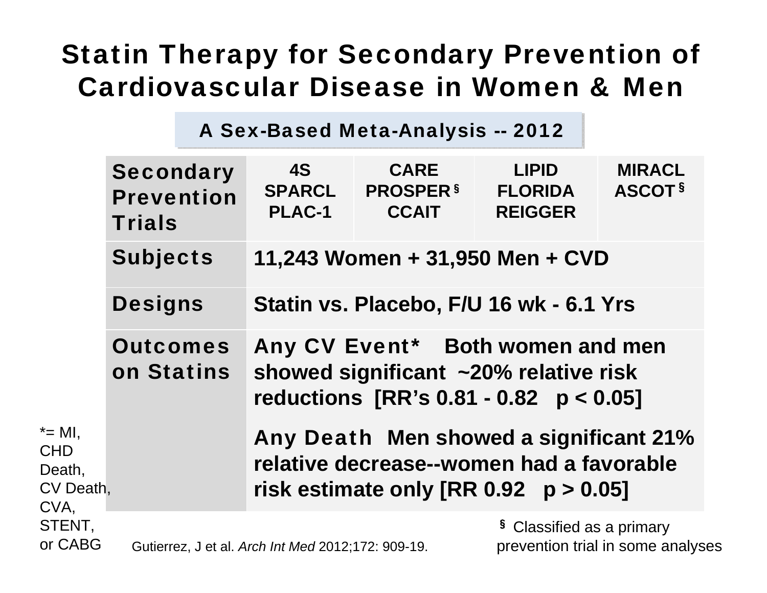# Statin Therapy for Secondary Prevention of Cardiovascular Disease in Women & Men

**A Sex-Based Meta-Analysis -- 2012**

| Secondary Prevention Trials | 4S SPARCL PLAC-1 | CARE PROSPER § CCAIT | LIPID FLORIDA REIGGER | MIRACL ASCOT § |
|---|---|---|---|---|
| **Subjects** | 11,243 Women + 31,950 Men + CVD | | | |
| **Designs** | Statin vs. Placebo, F/U 16 wk - 6.1 Yrs | | | |
| **Outcomes on Statins** | **Any CV Event*** Both women and men showed significant ~20% relative risk reductions [RR's 0.81 - 0.82 $p < 0.05$]<br><br>**Any Death** Men showed a significant 21% relative decrease--women had a favorable risk estimate only [RR 0.92 $p > 0.05$] | | | |

*= MI, CHD Death, CV Death, CVA, STENT, or CABG

Gutierrez, J et al. *Arch Int Med* 2012;172: 909-19.

§ Classified as a primary prevention trial in some analyses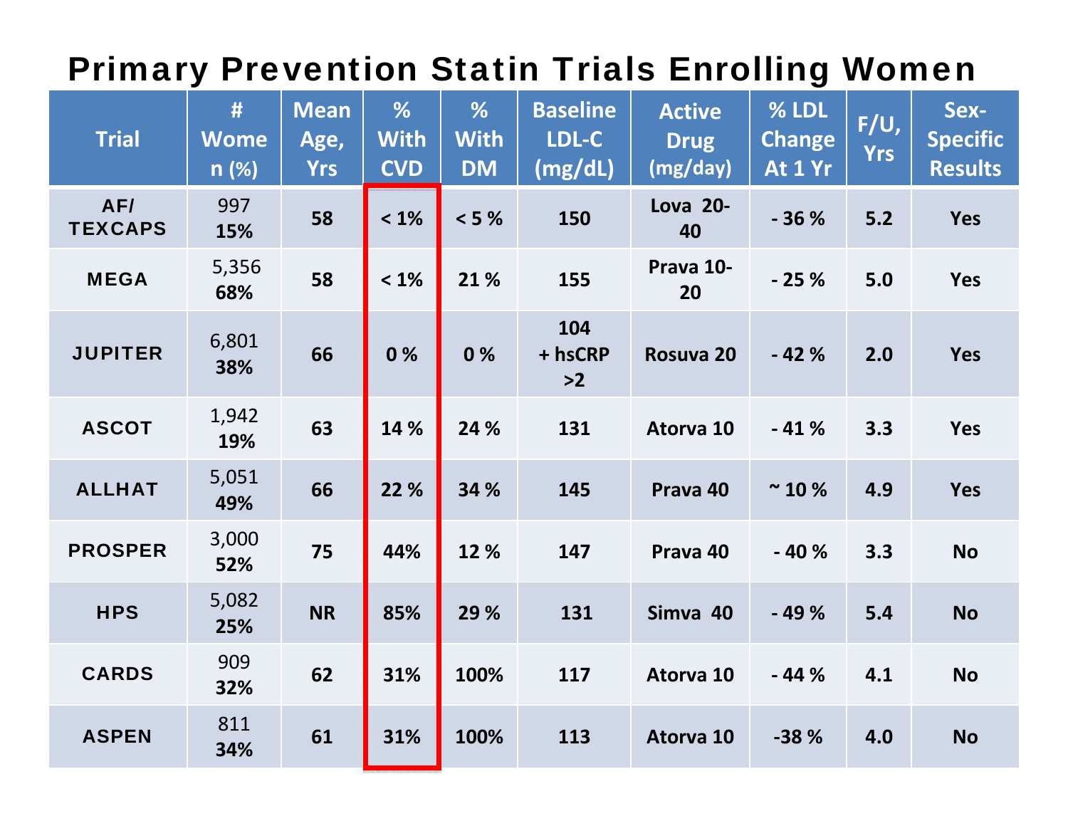# Primary Prevention Statin Trials Enrolling Women

| Trial | # Women (%) | Mean Age, Yrs | % With CVD | % With DM | Baseline LDL-C (mg/dL) | Active Drug (mg/day) | % LDL Change At 1 Yr | F/U, Yrs | Sex-Specific Results |
|---|---|---|---|---|---|---|---|---|---|
| AF/ TEXCAPS | 997 **15%** | 58 | < 1% | < 5 % | 150 | Lova 20-40 | - 36 % | 5.2 | Yes |
| MEGA | 5,356 **68%** | 58 | < 1% | 21 % | 155 | Prava 10-20 | - 25 % | 5.0 | Yes |
| JUPITER | 6,801 **38%** | 66 | 0 % | 0 % | 104 + hsCRP >2 | Rosuva 20 | - 42 % | 2.0 | Yes |
| ASCOT | 1,942 **19%** | 63 | 14 % | 24 % | 131 | Atorva 10 | - 41 % | 3.3 | Yes |
| ALLHAT | 5,051 **49%** | 66 | 22 % | 34 % | 145 | Prava 40 | ~ 10 % | 4.9 | Yes |
| PROSPER | 3,000 **52%** | 75 | 44% | 12 % | 147 | Prava 40 | - 40 % | 3.3 | No |
| HPS | 5,082 **25%** | NR | 85% | 29 % | 131 | Simva 40 | - 49 % | 5.4 | No |
| CARDS | 909 **32%** | 62 | 31% | 100% | 117 | Atorva 10 | - 44 % | 4.1 | No |
| ASPEN | 811 **34%** | 61 | 31% | 100% | 113 | Atorva 10 | -38 % | 4.0 | No |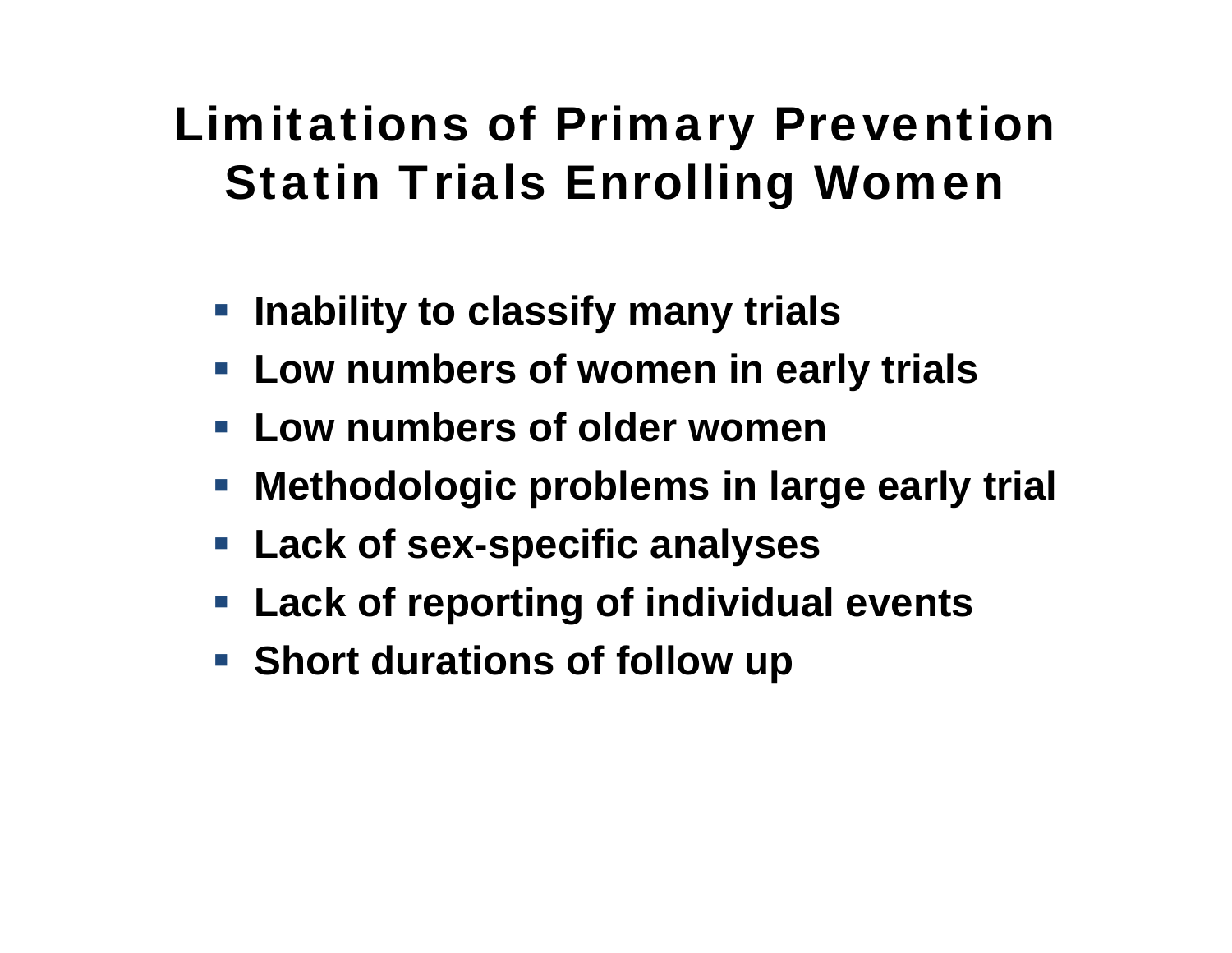# Limitations of Primary Prevention Statin Trials Enrolling Women

- **Inability to classify many trials**
- **Low numbers of women in early trials**
- **Low numbers of older women**
- **Methodologic problems in large early trial**
- **Lack of sex-specific analyses**
- **Lack of reporting of individual events**
- **Short durations of follow up**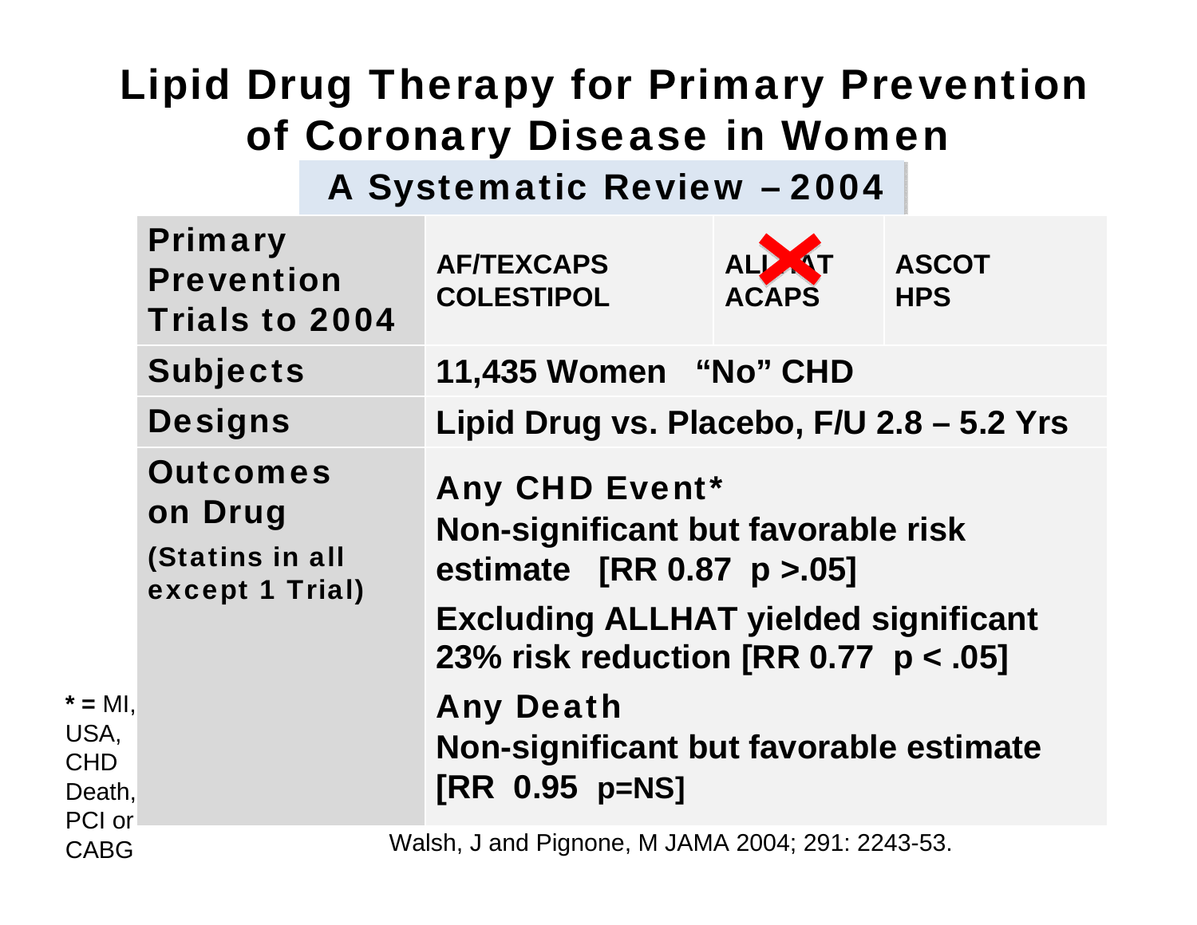# Lipid Drug Therapy for Primary Prevention of Coronary Disease in Women

## A Systematic Review – 2004

| Primary Prevention Trials to 2004 | AF/TEXCAPS COLESTIPOL | ~~ALLHAT~~ ACAPS | ASCOT HPS |
|---|---|---|---|
| Subjects | 11,435 Women "No" CHD | | |
| Designs | Lipid Drug vs. Placebo, F/U 2.8 – 5.2 Yrs | | |
| Outcomes on Drug (Statins in all except 1 Trial) | **Any CHD Event*** Non-significant but favorable risk estimate [RR 0.87 p >.05] Excluding ALLHAT yielded significant 23% risk reduction [RR 0.77 p < .05] **Any Death** Non-significant but favorable estimate [RR 0.95 p=NS] | | |

* = MI, USA, CHD Death, PCI or CABG

Walsh, J and Pignone, M JAMA 2004; 291: 2243-53.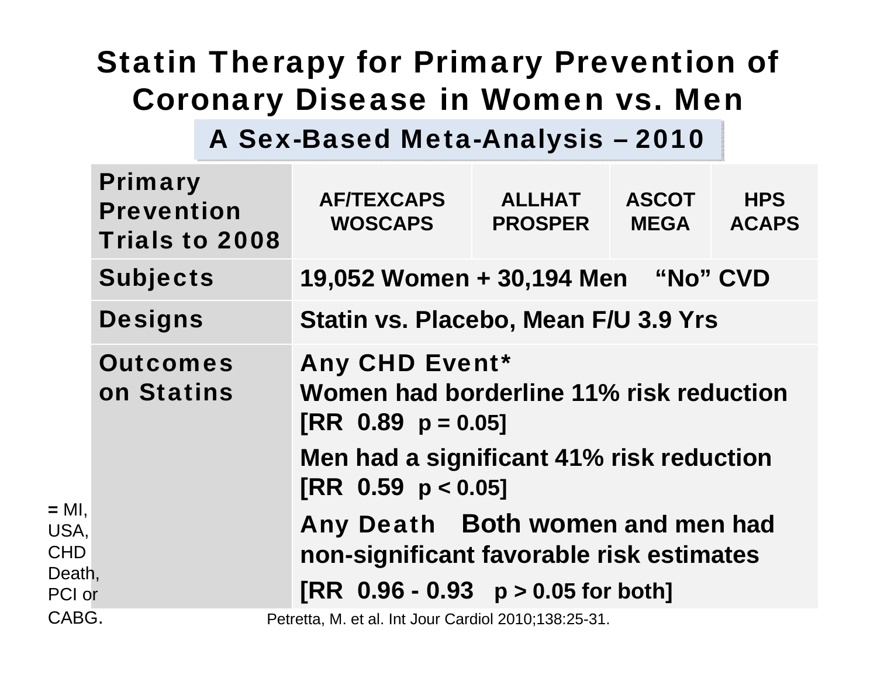# Statin Therapy for Primary Prevention of Coronary Disease in Women vs. Men

## A Sex-Based Meta-Analysis – 2010

| Primary Prevention Trials to 2008 | AF/TEXCAPS WOSCAPS | ALLHAT PROSPER | ASCOT MEGA | HPS ACAPS |
|---|---|---|---|---|
| Subjects | 19,052 Women + 30,194 Men "No" CVD | | | |
| Designs | Statin vs. Placebo, Mean F/U 3.9 Yrs | | | |
| Outcomes on Statins | Any CHD Event* Women had borderline 11% risk reduction [RR 0.89 p = 0.05] Men had a significant 41% risk reduction [RR 0.59 p < 0.05] Any Death Both women and men had non-significant favorable risk estimates [RR 0.96 - 0.93 p > 0.05 for both] | | | |

* = MI, USA, CHD Death, PCI or CABG.

Petretta, M. et al. Int Jour Cardiol 2010;138:25-31.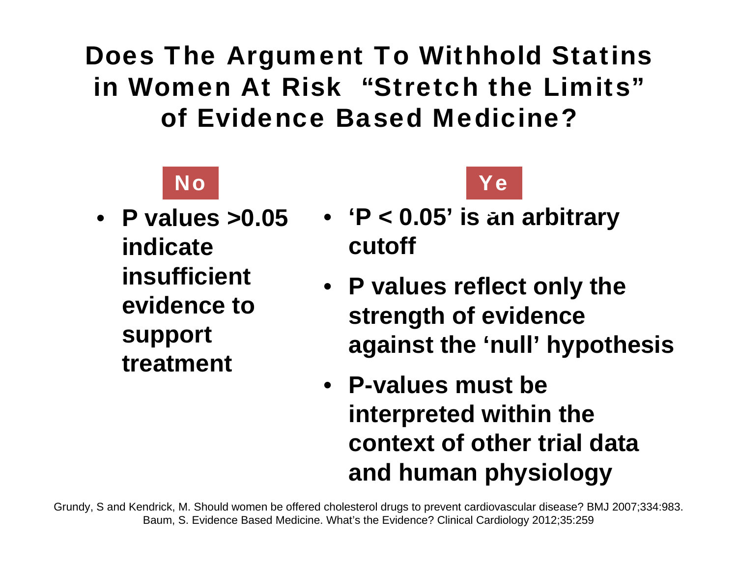# Does The Argument To Withhold Statins in Women At Risk "Stretch the Limits" of Evidence Based Medicine?

**No**

- **P values >0.05 indicate insufficient evidence to support treatment**

**Ye**

- **'P < 0.05' is an arbitrary cutoff**
- **P values reflect only the strength of evidence against the 'null' hypothesis**
- **P-values must be interpreted within the context of other trial data and human physiology**

Grundy, S and Kendrick, M. Should women be offered cholesterol drugs to prevent cardiovascular disease? BMJ 2007;334:983.
Baum, S. Evidence Based Medicine. What's the Evidence? Clinical Cardiology 2012;35:259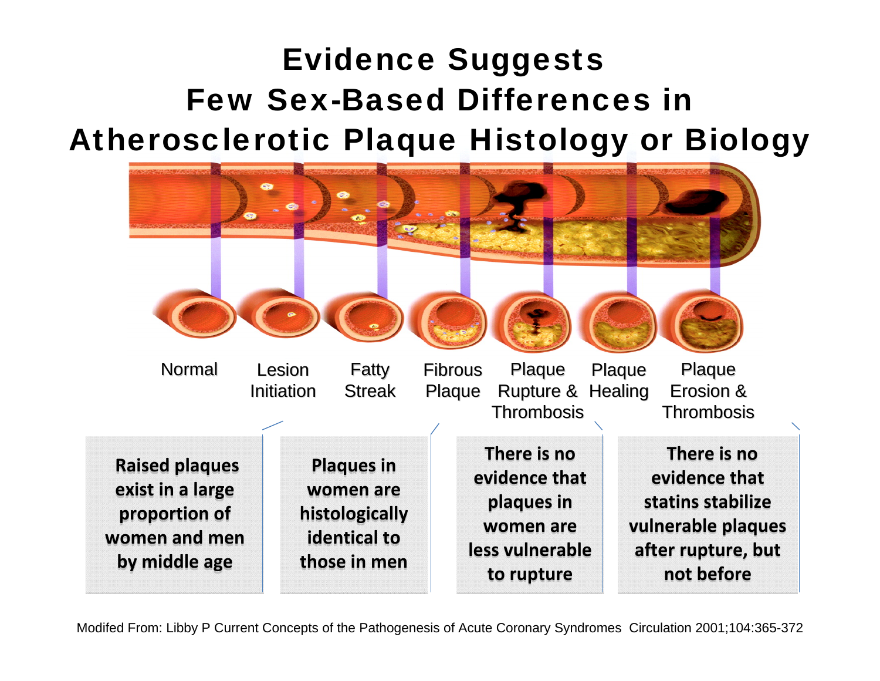# Evidence Suggests Few Sex-Based Differences in Atherosclerotic Plaque Histology or Biology

Normal | Lesion Initiation | Fatty Streak | Fibrous Plaque | Plaque Rupture & Thrombosis | Plaque Healing | Plaque Erosion & Thrombosis

**Raised plaques exist in a large proportion of women and men by middle age**

**Plaques in women are histologically identical to those in men**

**There is no evidence that plaques in women are less vulnerable to rupture**

**There is no evidence that statins stabilize vulnerable plaques after rupture, but not before**

Modifed From: Libby P Current Concepts of the Pathogenesis of Acute Coronary Syndromes Circulation 2001;104:365-372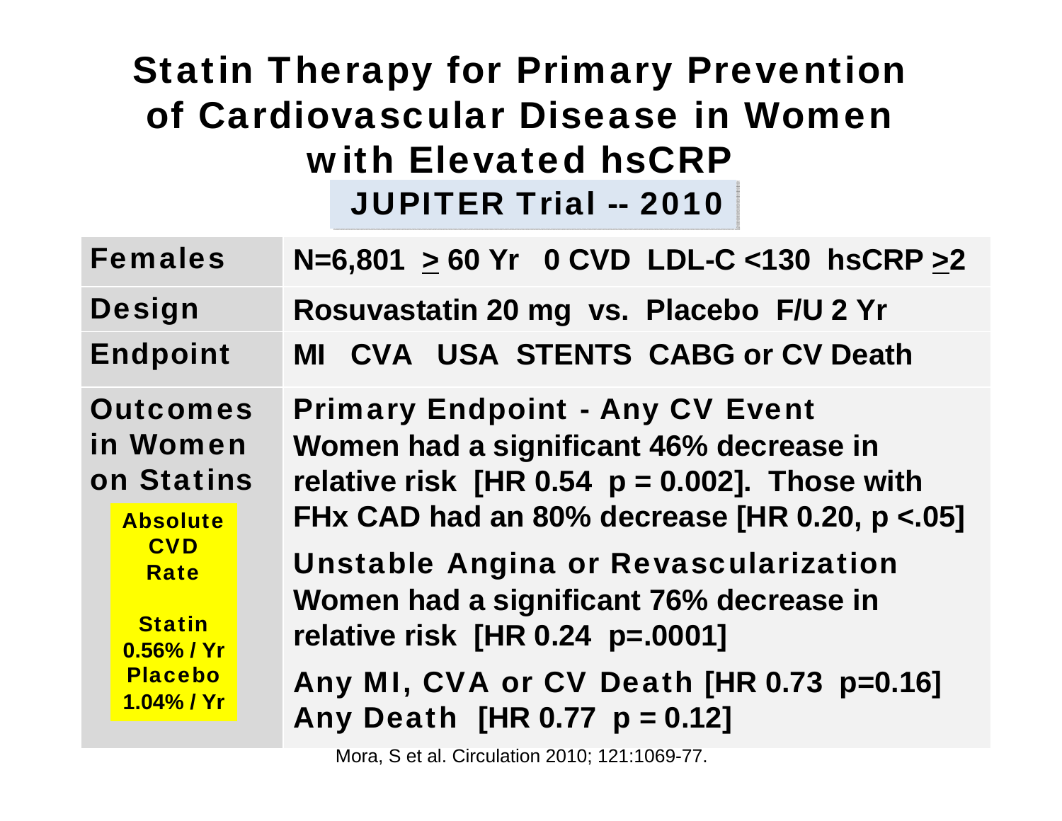# Statin Therapy for Primary Prevention of Cardiovascular Disease in Women with Elevated hsCRP

## JUPITER Trial -- 2010

| | |
|---|---|
| **Females** | **N=6,801 ≥ 60 Yr 0 CVD LDL-C <130 hsCRP ≥2** |
| **Design** | **Rosuvastatin 20 mg vs. Placebo F/U 2 Yr** |
| **Endpoint** | **MI CVA USA STENTS CABG or CV Death** |
| **Outcomes in Women on Statins**<br><br>**Absolute CVD Rate**<br><br>**Statin 0.56% / Yr**<br>**Placebo 1.04% / Yr** | **Primary Endpoint - Any CV Event**<br>**Women had a significant 46% decrease in relative risk [HR 0.54 p = 0.002]. Those with FHx CAD had an 80% decrease [HR 0.20, p <.05]**<br><br>**Unstable Angina or Revascularization**<br>**Women had a significant 76% decrease in relative risk [HR 0.24 p=.0001]**<br><br>**Any MI, CVA or CV Death [HR 0.73 p=0.16]**<br>**Any Death [HR 0.77 p = 0.12]** |

Mora, S et al. Circulation 2010; 121:1069-77.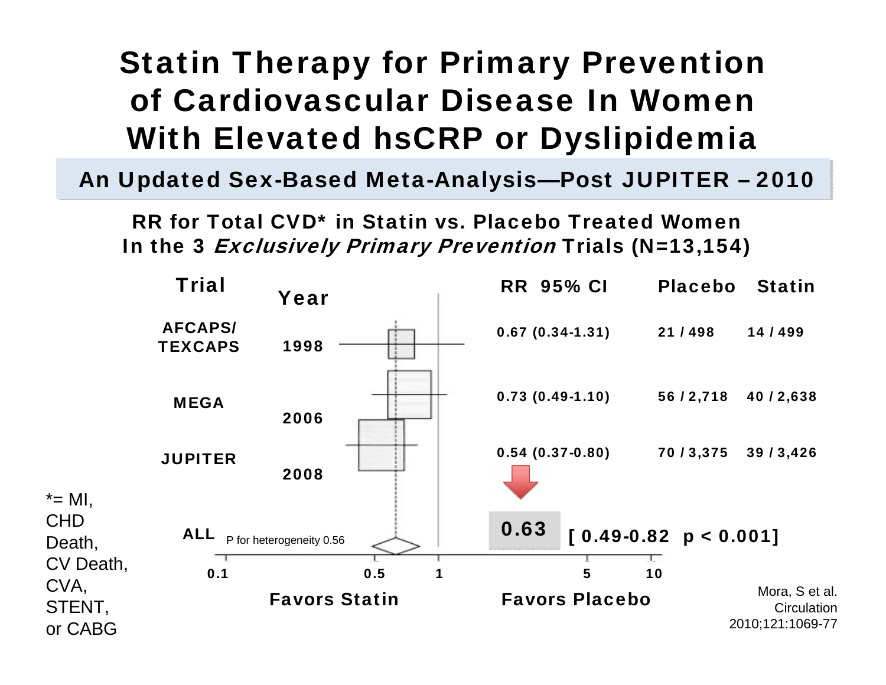# Statin Therapy for Primary Prevention of Cardiovascular Disease In Women With Elevated hsCRP or Dyslipidemia

## An Updated Sex-Based Meta-Analysis—Post JUPITER – 2010

**RR for Total CVD* in Statin vs. Placebo Treated Women In the 3 *Exclusively Primary Prevention* Trials (N=13,154)**

| Trial | Year | RR 95% CI | Placebo | Statin |
|---|---|---|---|---|
| AFCAPS/ TEXCAPS | 1998 | 0.67 (0.34-1.31) | 21 / 498 | 14 / 499 |
| MEGA | 2006 | 0.73 (0.49-1.10) | 56 / 2,718 | 40 / 2,638 |
| JUPITER | 2008 | 0.54 (0.37-0.80) | 70 / 3,375 | 39 / 3,426 |
| ALL (P for heterogeneity 0.56) | | 0.63 [ 0.49-0.82 p < 0.001] | | |

Axis: 0.1, 0.5, 1, 5, 10 — Favors Statin / Favors Placebo

*= MI, CHD Death, CV Death, CVA, STENT, or CABG

Mora, S et al. Circulation 2010;121:1069-77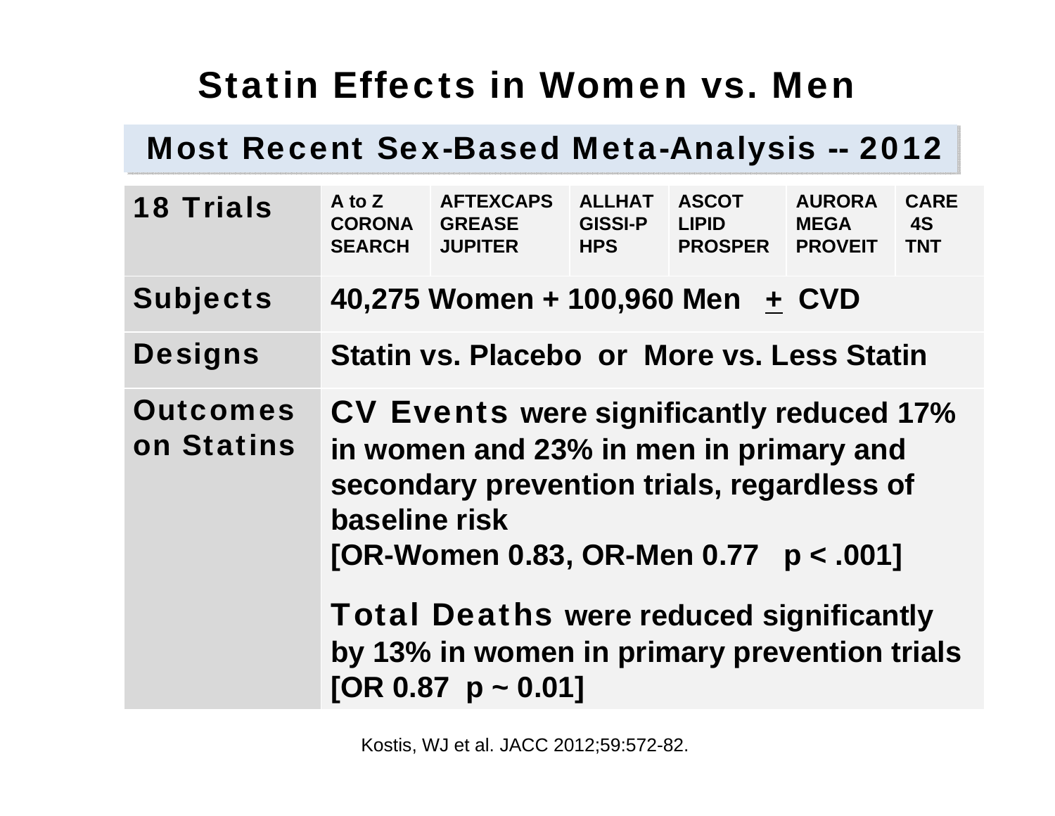# Statin Effects in Women vs. Men

## Most Recent Sex-Based Meta-Analysis -- 2012

| | | | | | | |
|---|---|---|---|---|---|---|
| **18 Trials** | A to Z<br>CORONA<br>SEARCH | AFTEXCAPS<br>GREASE<br>JUPITER | ALLHAT<br>GISSI-P<br>HPS | ASCOT<br>LIPID<br>PROSPER | AURORA<br>MEGA<br>PROVEIT | CARE<br>4S<br>TNT |
| **Subjects** | 40,275 Women + 100,960 Men ± CVD | | | | | |
| **Designs** | Statin vs. Placebo or More vs. Less Statin | | | | | |
| **Outcomes on Statins** | **CV Events** were significantly reduced 17% in women and 23% in men in primary and secondary prevention trials, regardless of baseline risk [OR-Women 0.83, OR-Men 0.77 $p < .001$]<br><br>**Total Deaths** were reduced significantly by 13% in women in primary prevention trials [OR 0.87 $p \sim 0.01$] | | | | | |

Kostis, WJ et al. JACC 2012;59:572-82.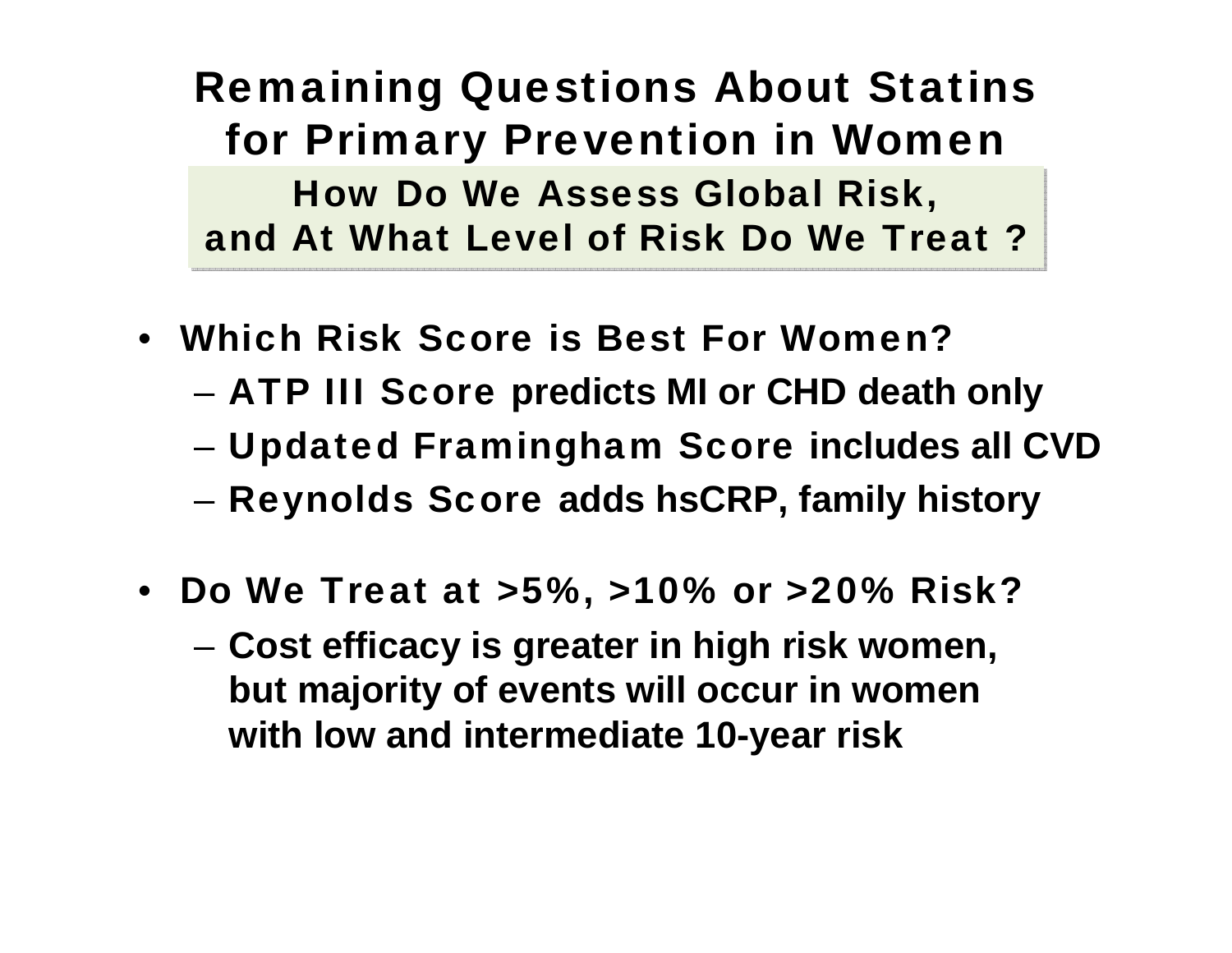# Remaining Questions About Statins for Primary Prevention in Women

## How Do We Assess Global Risk, and At What Level of Risk Do We Treat ?

- **Which Risk Score is Best For Women?**
  - **ATP III Score predicts MI or CHD death only**
  - **Updated Framingham Score includes all CVD**
  - **Reynolds Score adds hsCRP, family history**

- **Do We Treat at >5%, >10% or >20% Risk?**
  - **Cost efficacy is greater in high risk women, but majority of events will occur in women with low and intermediate 10-year risk**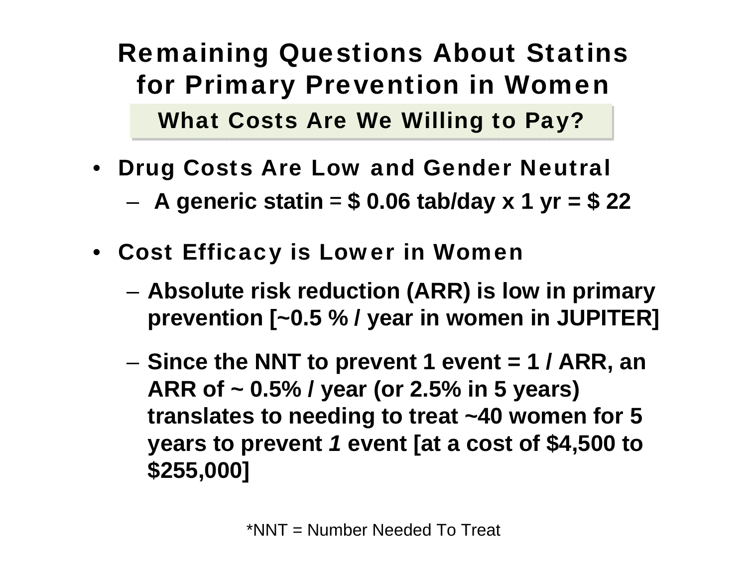# Remaining Questions About Statins for Primary Prevention in Women

## What Costs Are We Willing to Pay?

- **Drug Costs Are Low and Gender Neutral**
  - **A generic statin = $ 0.06 tab/day x 1 yr = $ 22**
- **Cost Efficacy is Lower in Women**
  - **Absolute risk reduction (ARR) is low in primary prevention [~0.5 % / year in women in JUPITER]**
  - **Since the NNT to prevent 1 event = 1 / ARR, an ARR of ~ 0.5% / year (or 2.5% in 5 years) translates to needing to treat ~40 women for 5 years to prevent *1* event [at a cost of $4,500 to $255,000]**

*NNT = Number Needed To Treat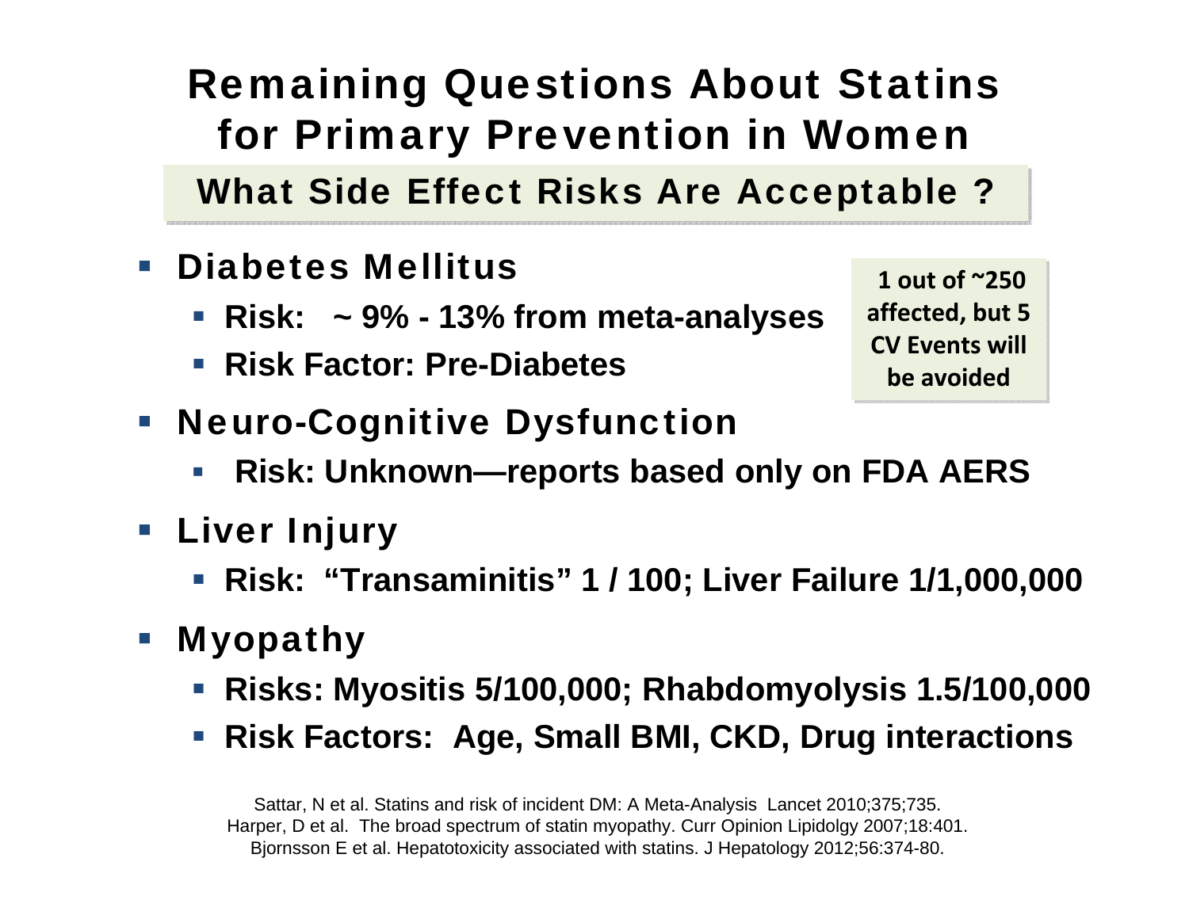# Remaining Questions About Statins for Primary Prevention in Women

## What Side Effect Risks Are Acceptable ?

- **Diabetes Mellitus**
  - **Risk: ~ 9% - 13% from meta-analyses**
  - **Risk Factor: Pre-Diabetes**

**1 out of ~250 affected, but 5 CV Events will be avoided**

- **Neuro-Cognitive Dysfunction**
  - **Risk: Unknown—reports based only on FDA AERS**
- **Liver Injury**
  - **Risk: "Transaminitis" 1 / 100; Liver Failure 1/1,000,000**
- **Myopathy**
  - **Risks: Myositis 5/100,000; Rhabdomyolysis 1.5/100,000**
  - **Risk Factors: Age, Small BMI, CKD, Drug interactions**

Sattar, N et al. Statins and risk of incident DM: A Meta-Analysis Lancet 2010;375;735.
Harper, D et al. The broad spectrum of statin myopathy. Curr Opinion Lipidolgy 2007;18:401.
Bjornsson E et al. Hepatotoxicity associated with statins. J Hepatology 2012;56:374-80.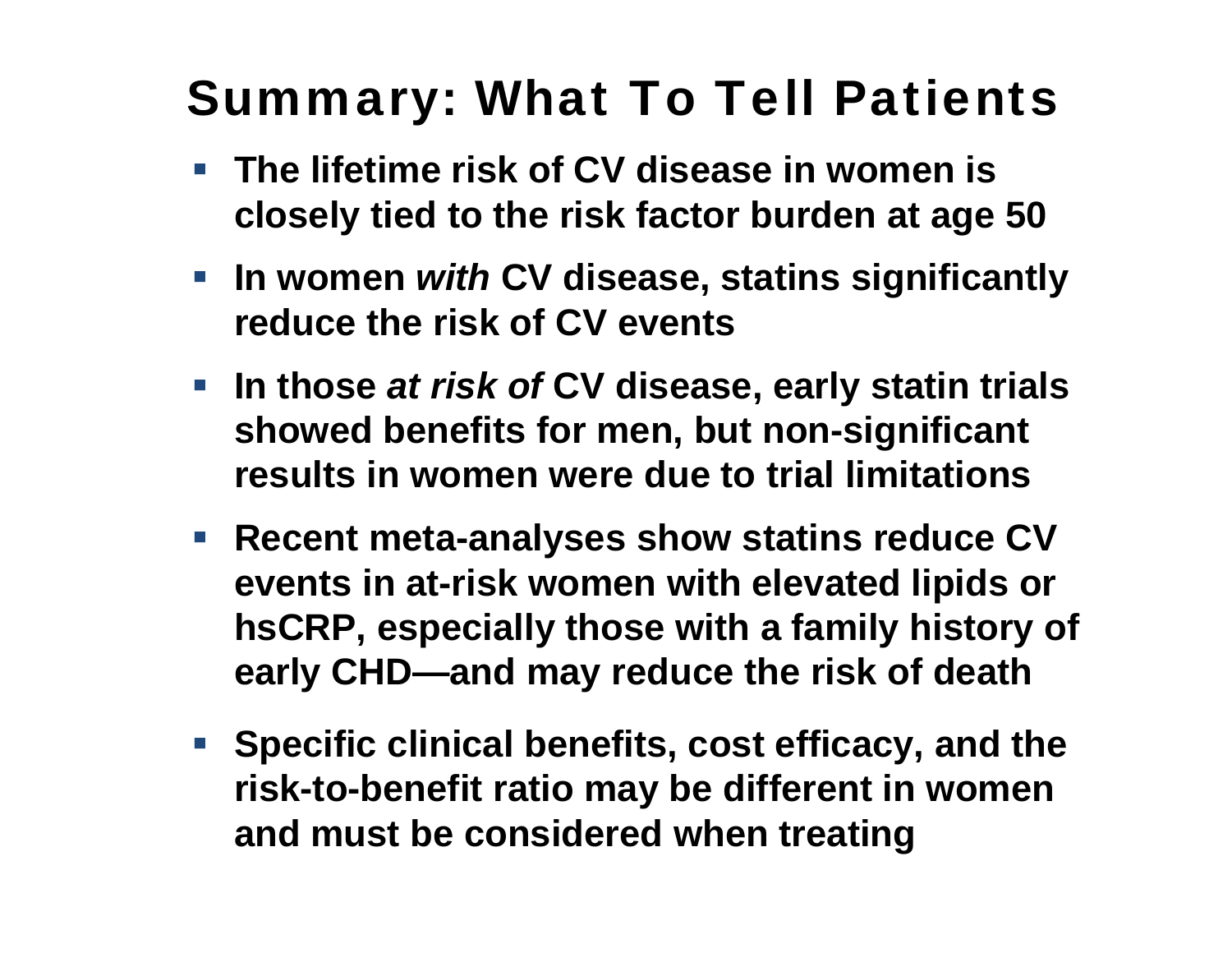# Summary: What To Tell Patients

- **The lifetime risk of CV disease in women is closely tied to the risk factor burden at age 50**
- **In women *with* CV disease, statins significantly reduce the risk of CV events**
- **In those *at risk of* CV disease, early statin trials showed benefits for men, but non-significant results in women were due to trial limitations**
- **Recent meta-analyses show statins reduce CV events in at-risk women with elevated lipids or hsCRP, especially those with a family history of early CHD—and may reduce the risk of death**
- **Specific clinical benefits, cost efficacy, and the risk-to-benefit ratio may be different in women and must be considered when treating**